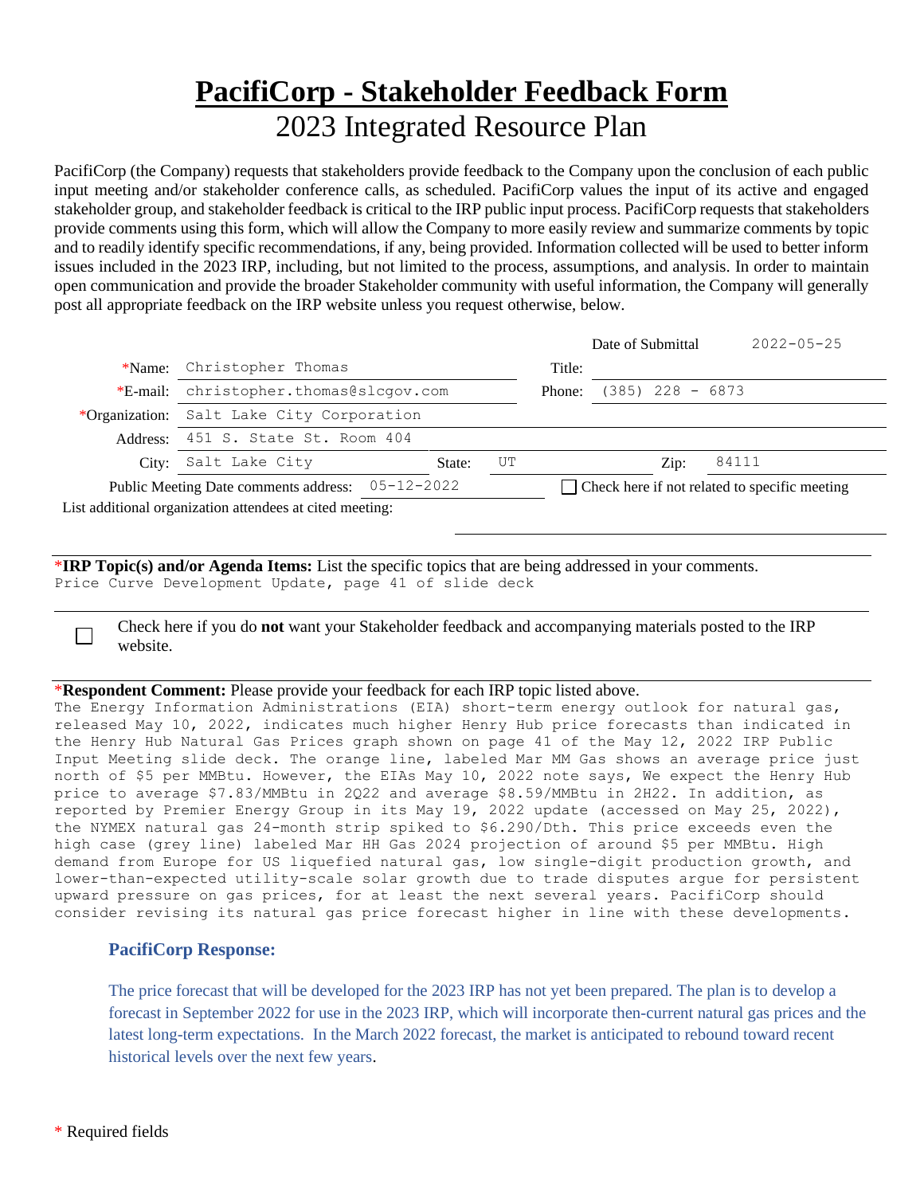# PacifiCorp - Stakeholder Feedback Form

## 2023 Integrated Resource Plan

PacifiCorp (the Company) requests that stakeholders provide feedback to the Company upon the conclusion of each public input meeting and/or stakeholder conference calls, as scheduled. PacifiCorp values the input of its active and engaged stakeholder group, and stakeholder feedback is critical to the IRP public input process. PacifiCorp requests that stakeholders provide comments using this form, which will allow the Company to more easily review and summarize comments by topic and to readily identify specific recommendations, if any, being provided. Information collected will be used to better inform issues included in the 2023 IRP, including, but not limited to the process, assumptions, and analysis. In order to maintain open communication and provide the broader Stakeholder community with useful information, the Company will generally post all appropriate feedback on the IRP website unless you request otherwise, below.

Date of Submittal: 2022-05-25

*Name: Christopher Thomas

Title:

*E-mail: christopher.thomas@slcgov.com

Phone: (385) 228 - 6873

*Organization: Salt Lake City Corporation

Address: 451 S. State St. Room 404

City: Salt Lake City

State: UT

Zip: 84111

Public Meeting Date comments address: 05-12-2022

☐ Check here if not related to specific meeting

List additional organization attendees at cited meeting:

---

***IRP Topic(s) and/or Agenda Items:** List the specific topics that are being addressed in your comments.

Price Curve Development Update, page 41 of slide deck

---

☐ Check here if you do **not** want your Stakeholder feedback and accompanying materials posted to the IRP website.

---

***Respondent Comment:** Please provide your feedback for each IRP topic listed above.

The Energy Information Administrations (EIA) short-term energy outlook for natural gas, released May 10, 2022, indicates much higher Henry Hub price forecasts than indicated in the Henry Hub Natural Gas Prices graph shown on page 41 of the May 12, 2022 IRP Public Input Meeting slide deck. The orange line, labeled Mar MM Gas shows an average price just north of $5 per MMBtu. However, the EIAs May 10, 2022 note says, We expect the Henry Hub price to average $7.83/MMBtu in 2Q22 and average $8.59/MMBtu in 2H22. In addition, as reported by Premier Energy Group in its May 19, 2022 update (accessed on May 25, 2022), the NYMEX natural gas 24-month strip spiked to $6.290/Dth. This price exceeds even the high case (grey line) labeled Mar HH Gas 2024 projection of around $5 per MMBtu. High demand from Europe for US liquefied natural gas, low single-digit production growth, and lower-than-expected utility-scale solar growth due to trade disputes argue for persistent upward pressure on gas prices, for at least the next several years. PacifiCorp should consider revising its natural gas price forecast higher in line with these developments.

### PacifiCorp Response:

The price forecast that will be developed for the 2023 IRP has not yet been prepared. The plan is to develop a forecast in September 2022 for use in the 2023 IRP, which will incorporate then-current natural gas prices and the latest long-term expectations. In the March 2022 forecast, the market is anticipated to rebound toward recent historical levels over the next few years.

* Required fields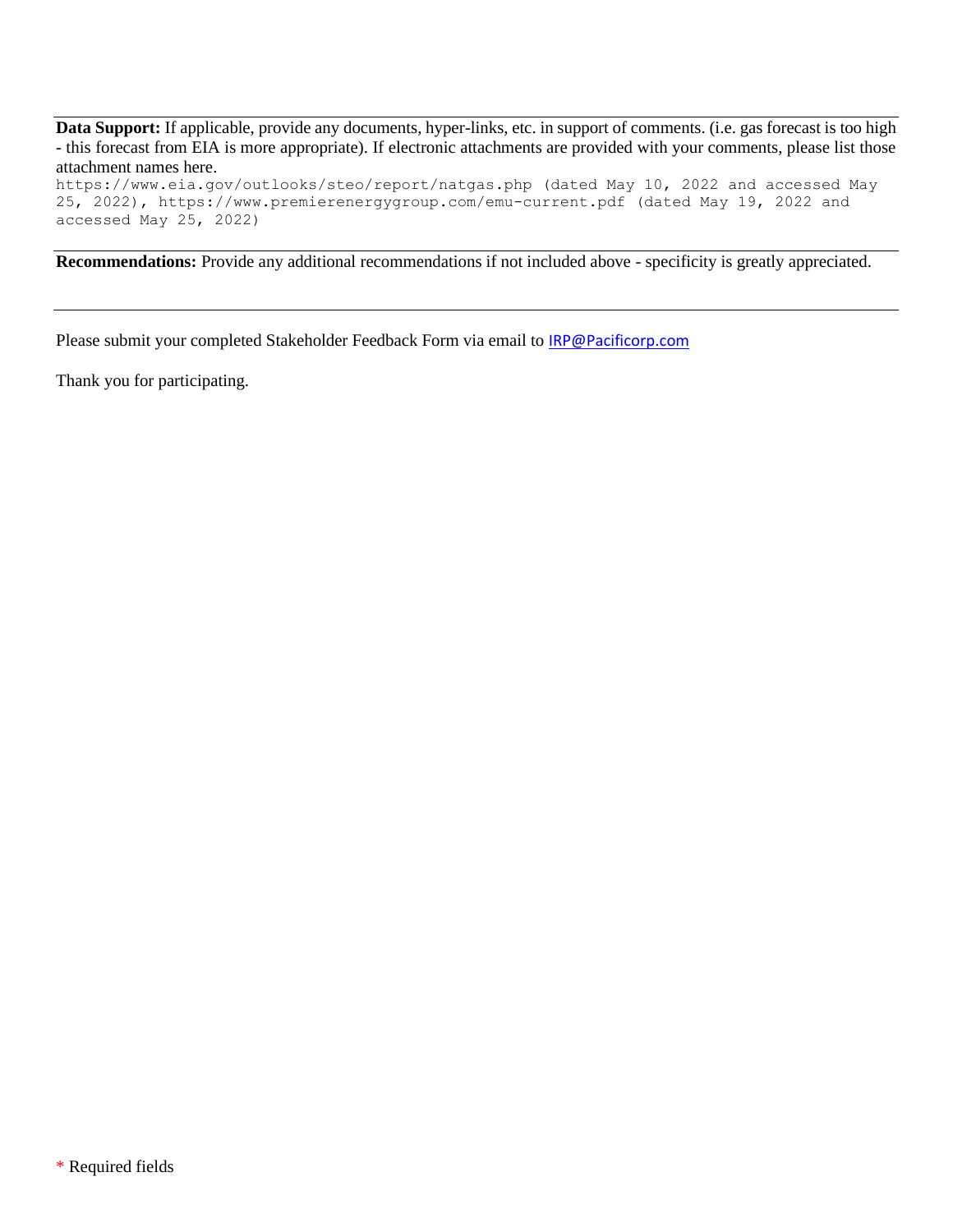**Data Support:** If applicable, provide any documents, hyper-links, etc. in support of comments. (i.e. gas forecast is too high - this forecast from EIA is more appropriate). If electronic attachments are provided with your comments, please list those attachment names here.

https://www.eia.gov/outlooks/steo/report/natgas.php (dated May 10, 2022 and accessed May 25, 2022), https://www.premierenergygroup.com/emu-current.pdf (dated May 19, 2022 and accessed May 25, 2022)

---

**Recommendations:** Provide any additional recommendations if not included above - specificity is greatly appreciated.

---

Please submit your completed Stakeholder Feedback Form via email to IRP@Pacificorp.com

Thank you for participating.

* Required fields